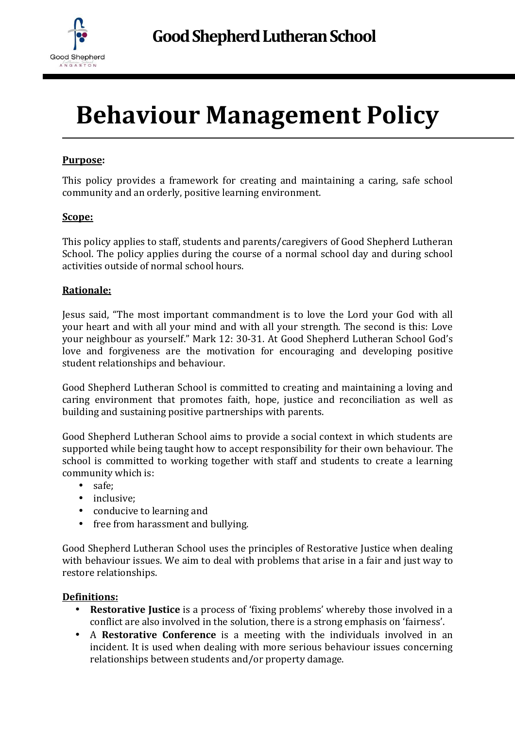# Good Shepherd Lutheran School

# Behaviour Management Policy

**Purpose:**

This policy provides a framework for creating and maintaining a caring, safe school community and an orderly, positive learning environment.

**Scope:**

This policy applies to staff, students and parents/caregivers of Good Shepherd Lutheran School. The policy applies during the course of a normal school day and during school activities outside of normal school hours.

**Rationale:**

Jesus said, "The most important commandment is to love the Lord your God with all your heart and with all your mind and with all your strength. The second is this: Love your neighbour as yourself." Mark 12: 30-31. At Good Shepherd Lutheran School God's love and forgiveness are the motivation for encouraging and developing positive student relationships and behaviour.

Good Shepherd Lutheran School is committed to creating and maintaining a loving and caring environment that promotes faith, hope, justice and reconciliation as well as building and sustaining positive partnerships with parents.

Good Shepherd Lutheran School aims to provide a social context in which students are supported while being taught how to accept responsibility for their own behaviour. The school is committed to working together with staff and students to create a learning community which is:

- safe;
- inclusive;
- conducive to learning and
- free from harassment and bullying.

Good Shepherd Lutheran School uses the principles of Restorative Justice when dealing with behaviour issues. We aim to deal with problems that arise in a fair and just way to restore relationships.

**Definitions:**

- **Restorative Justice** is a process of 'fixing problems' whereby those involved in a conflict are also involved in the solution, there is a strong emphasis on 'fairness'.
- A **Restorative Conference** is a meeting with the individuals involved in an incident. It is used when dealing with more serious behaviour issues concerning relationships between students and/or property damage.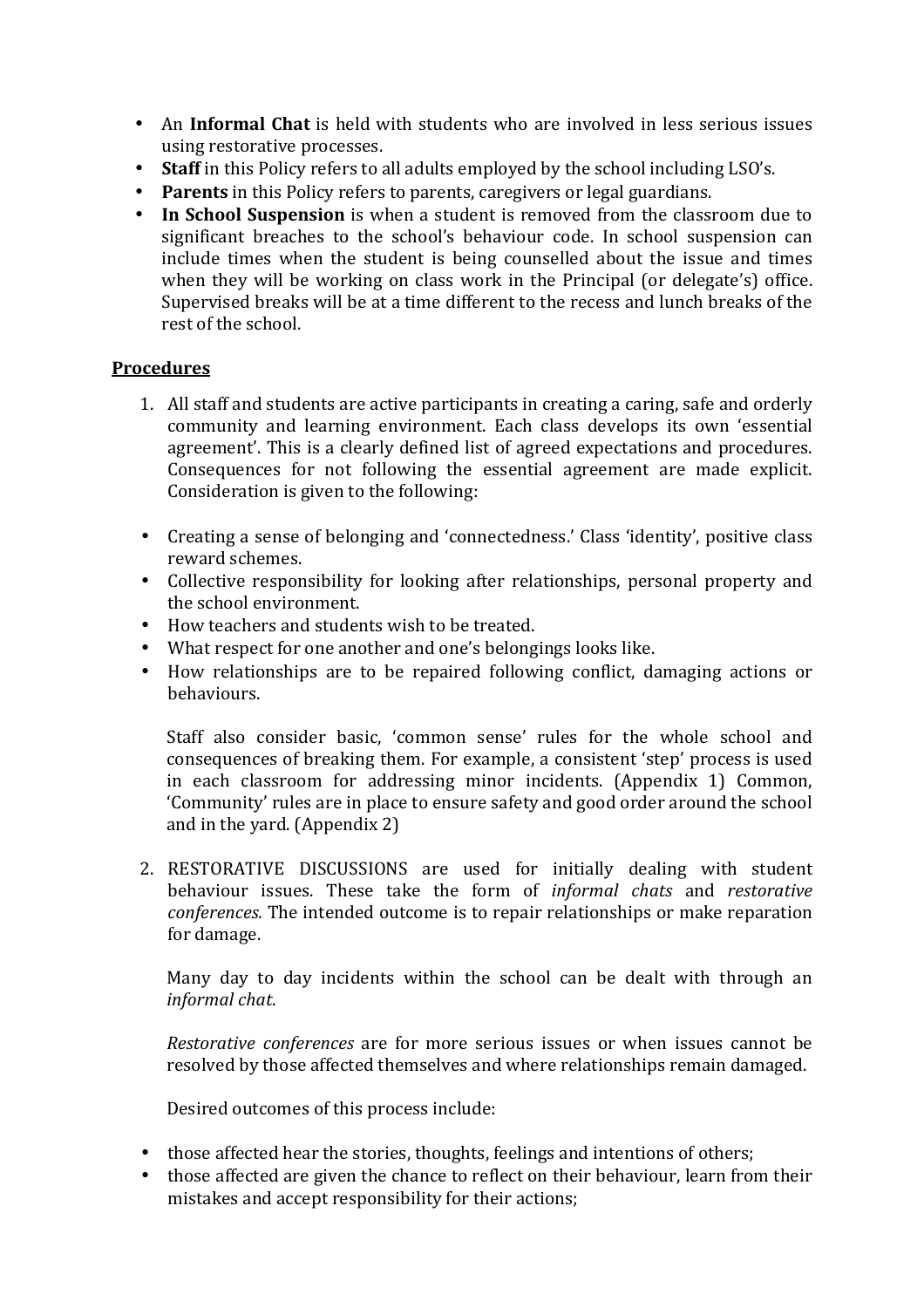- An **Informal Chat** is held with students who are involved in less serious issues using restorative processes.
- **Staff** in this Policy refers to all adults employed by the school including LSO's.
- **Parents** in this Policy refers to parents, caregivers or legal guardians.
- **In School Suspension** is when a student is removed from the classroom due to significant breaches to the school's behaviour code. In school suspension can include times when the student is being counselled about the issue and times when they will be working on class work in the Principal (or delegate's) office. Supervised breaks will be at a time different to the recess and lunch breaks of the rest of the school.

## Procedures

1. All staff and students are active participants in creating a caring, safe and orderly community and learning environment. Each class develops its own 'essential agreement'. This is a clearly defined list of agreed expectations and procedures. Consequences for not following the essential agreement are made explicit. Consideration is given to the following:

- Creating a sense of belonging and 'connectedness.' Class 'identity', positive class reward schemes.
- Collective responsibility for looking after relationships, personal property and the school environment.
- How teachers and students wish to be treated.
- What respect for one another and one's belongings looks like.
- How relationships are to be repaired following conflict, damaging actions or behaviours.

Staff also consider basic, 'common sense' rules for the whole school and consequences of breaking them. For example, a consistent 'step' process is used in each classroom for addressing minor incidents. (Appendix 1) Common, 'Community' rules are in place to ensure safety and good order around the school and in the yard. (Appendix 2)

2. RESTORATIVE DISCUSSIONS are used for initially dealing with student behaviour issues. These take the form of *informal chats* and *restorative conferences.* The intended outcome is to repair relationships or make reparation for damage.

Many day to day incidents within the school can be dealt with through an *informal chat*.

*Restorative conferences* are for more serious issues or when issues cannot be resolved by those affected themselves and where relationships remain damaged.

Desired outcomes of this process include:

- those affected hear the stories, thoughts, feelings and intentions of others;
- those affected are given the chance to reflect on their behaviour, learn from their mistakes and accept responsibility for their actions;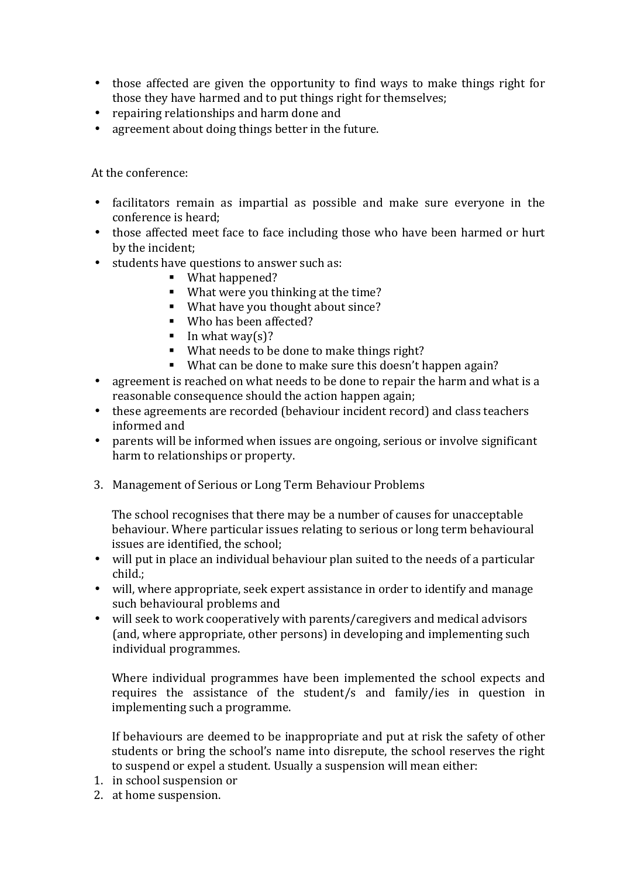- those affected are given the opportunity to find ways to make things right for those they have harmed and to put things right for themselves;
- repairing relationships and harm done and
- agreement about doing things better in the future.

At the conference:

- facilitators remain as impartial as possible and make sure everyone in the conference is heard;
- those affected meet face to face including those who have been harmed or hurt by the incident;
- students have questions to answer such as:
  - What happened?
  - What were you thinking at the time?
  - What have you thought about since?
  - Who has been affected?
  - In what way(s)?
  - What needs to be done to make things right?
  - What can be done to make sure this doesn't happen again?
- agreement is reached on what needs to be done to repair the harm and what is a reasonable consequence should the action happen again;
- these agreements are recorded (behaviour incident record) and class teachers informed and
- parents will be informed when issues are ongoing, serious or involve significant harm to relationships or property.

3. Management of Serious or Long Term Behaviour Problems

   The school recognises that there may be a number of causes for unacceptable behaviour. Where particular issues relating to serious or long term behavioural issues are identified, the school;

- will put in place an individual behaviour plan suited to the needs of a particular child.;
- will, where appropriate, seek expert assistance in order to identify and manage such behavioural problems and
- will seek to work cooperatively with parents/caregivers and medical advisors (and, where appropriate, other persons) in developing and implementing such individual programmes.

   Where individual programmes have been implemented the school expects and requires the assistance of the student/s and family/ies in question in implementing such a programme.

   If behaviours are deemed to be inappropriate and put at risk the safety of other students or bring the school's name into disrepute, the school reserves the right to suspend or expel a student. Usually a suspension will mean either:

1. in school suspension or
2. at home suspension.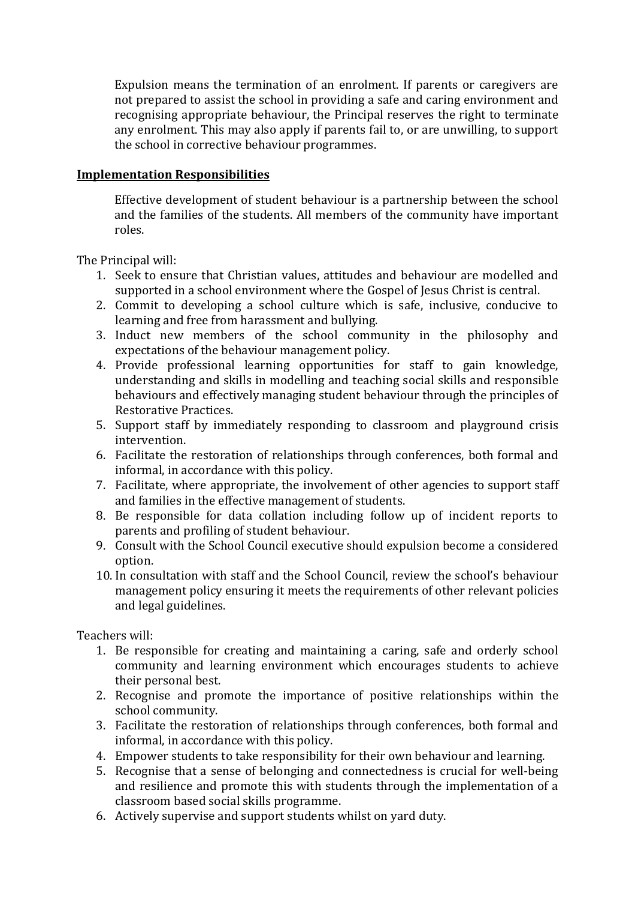Expulsion means the termination of an enrolment. If parents or caregivers are not prepared to assist the school in providing a safe and caring environment and recognising appropriate behaviour, the Principal reserves the right to terminate any enrolment. This may also apply if parents fail to, or are unwilling, to support the school in corrective behaviour programmes.

## Implementation Responsibilities

Effective development of student behaviour is a partnership between the school and the families of the students. All members of the community have important roles.

The Principal will:

1. Seek to ensure that Christian values, attitudes and behaviour are modelled and supported in a school environment where the Gospel of Jesus Christ is central.
2. Commit to developing a school culture which is safe, inclusive, conducive to learning and free from harassment and bullying.
3. Induct new members of the school community in the philosophy and expectations of the behaviour management policy.
4. Provide professional learning opportunities for staff to gain knowledge, understanding and skills in modelling and teaching social skills and responsible behaviours and effectively managing student behaviour through the principles of Restorative Practices.
5. Support staff by immediately responding to classroom and playground crisis intervention.
6. Facilitate the restoration of relationships through conferences, both formal and informal, in accordance with this policy.
7. Facilitate, where appropriate, the involvement of other agencies to support staff and families in the effective management of students.
8. Be responsible for data collation including follow up of incident reports to parents and profiling of student behaviour.
9. Consult with the School Council executive should expulsion become a considered option.
10. In consultation with staff and the School Council, review the school's behaviour management policy ensuring it meets the requirements of other relevant policies and legal guidelines.

Teachers will:

1. Be responsible for creating and maintaining a caring, safe and orderly school community and learning environment which encourages students to achieve their personal best.
2. Recognise and promote the importance of positive relationships within the school community.
3. Facilitate the restoration of relationships through conferences, both formal and informal, in accordance with this policy.
4. Empower students to take responsibility for their own behaviour and learning.
5. Recognise that a sense of belonging and connectedness is crucial for well-being and resilience and promote this with students through the implementation of a classroom based social skills programme.
6. Actively supervise and support students whilst on yard duty.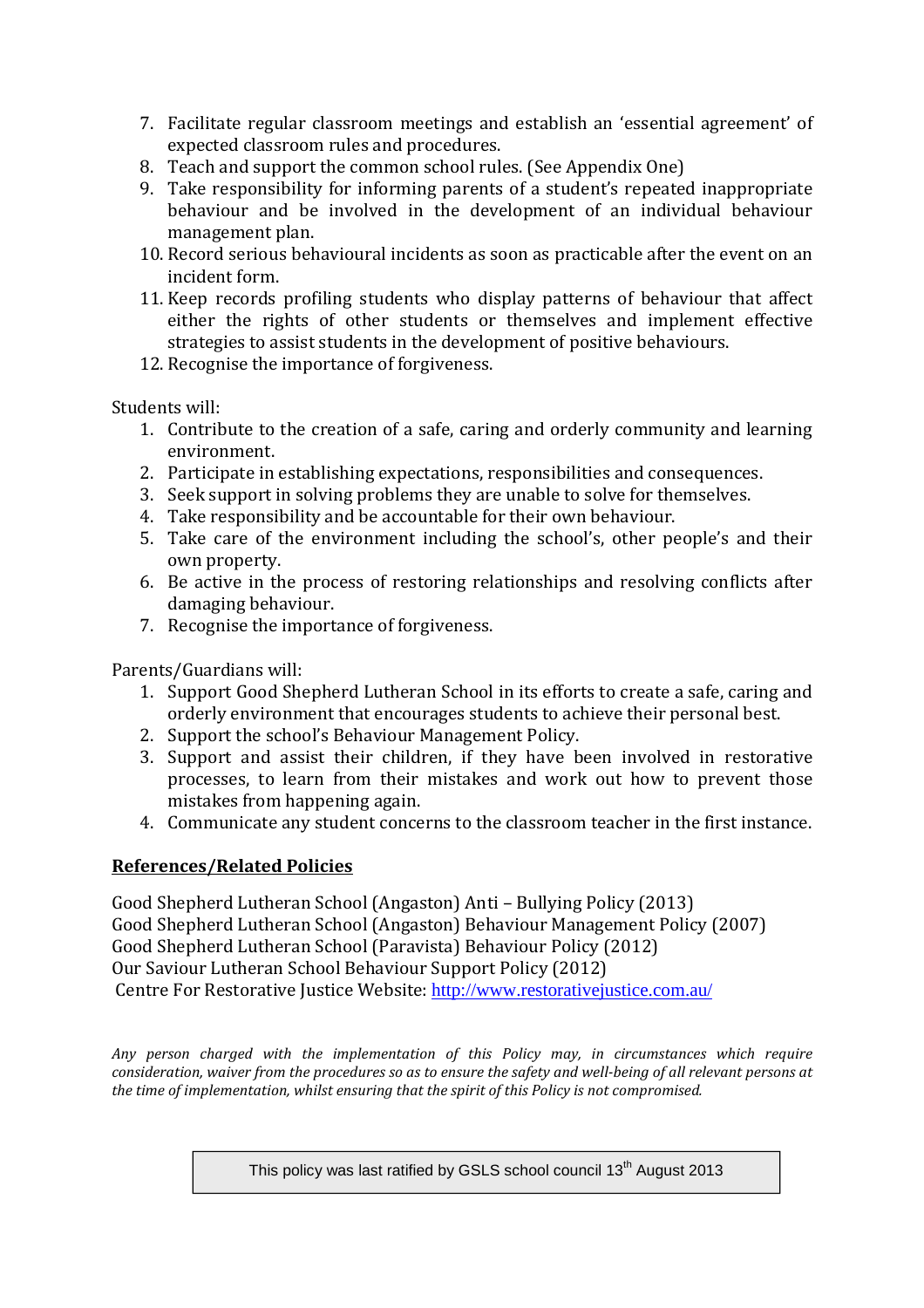7. Facilitate regular classroom meetings and establish an 'essential agreement' of expected classroom rules and procedures.
8. Teach and support the common school rules. (See Appendix One)
9. Take responsibility for informing parents of a student's repeated inappropriate behaviour and be involved in the development of an individual behaviour management plan.
10. Record serious behavioural incidents as soon as practicable after the event on an incident form.
11. Keep records profiling students who display patterns of behaviour that affect either the rights of other students or themselves and implement effective strategies to assist students in the development of positive behaviours.
12. Recognise the importance of forgiveness.

Students will:

1. Contribute to the creation of a safe, caring and orderly community and learning environment.
2. Participate in establishing expectations, responsibilities and consequences.
3. Seek support in solving problems they are unable to solve for themselves.
4. Take responsibility and be accountable for their own behaviour.
5. Take care of the environment including the school's, other people's and their own property.
6. Be active in the process of restoring relationships and resolving conflicts after damaging behaviour.
7. Recognise the importance of forgiveness.

Parents/Guardians will:

1. Support Good Shepherd Lutheran School in its efforts to create a safe, caring and orderly environment that encourages students to achieve their personal best.
2. Support the school's Behaviour Management Policy.
3. Support and assist their children, if they have been involved in restorative processes, to learn from their mistakes and work out how to prevent those mistakes from happening again.
4. Communicate any student concerns to the classroom teacher in the first instance.

## References/Related Policies

Good Shepherd Lutheran School (Angaston) Anti – Bullying Policy (2013)
Good Shepherd Lutheran School (Angaston) Behaviour Management Policy (2007)
Good Shepherd Lutheran School (Paravista) Behaviour Policy (2012)
Our Saviour Lutheran School Behaviour Support Policy (2012)
Centre For Restorative Justice Website: http://www.restorativejustice.com.au/

*Any person charged with the implementation of this Policy may, in circumstances which require consideration, waiver from the procedures so as to ensure the safety and well-being of all relevant persons at the time of implementation, whilst ensuring that the spirit of this Policy is not compromised.*

This policy was last ratified by GSLS school council 13th August 2013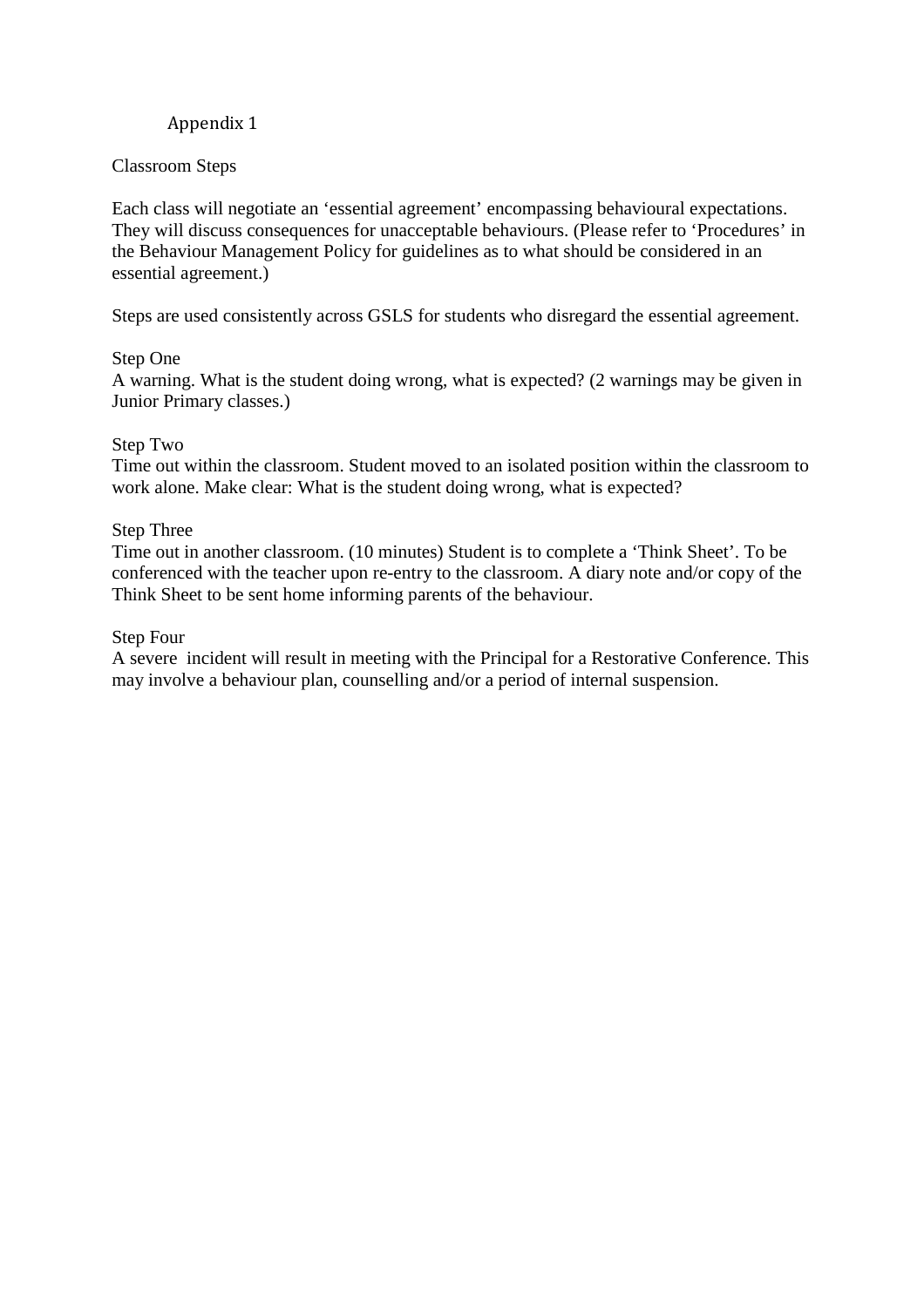# Appendix 1

## Classroom Steps

Each class will negotiate an 'essential agreement' encompassing behavioural expectations. They will discuss consequences for unacceptable behaviours. (Please refer to 'Procedures' in the Behaviour Management Policy for guidelines as to what should be considered in an essential agreement.)

Steps are used consistently across GSLS for students who disregard the essential agreement.

### Step One

A warning. What is the student doing wrong, what is expected? (2 warnings may be given in Junior Primary classes.)

### Step Two

Time out within the classroom. Student moved to an isolated position within the classroom to work alone. Make clear: What is the student doing wrong, what is expected?

### Step Three

Time out in another classroom. (10 minutes) Student is to complete a 'Think Sheet'. To be conferenced with the teacher upon re-entry to the classroom. A diary note and/or copy of the Think Sheet to be sent home informing parents of the behaviour.

### Step Four

A severe incident will result in meeting with the Principal for a Restorative Conference. This may involve a behaviour plan, counselling and/or a period of internal suspension.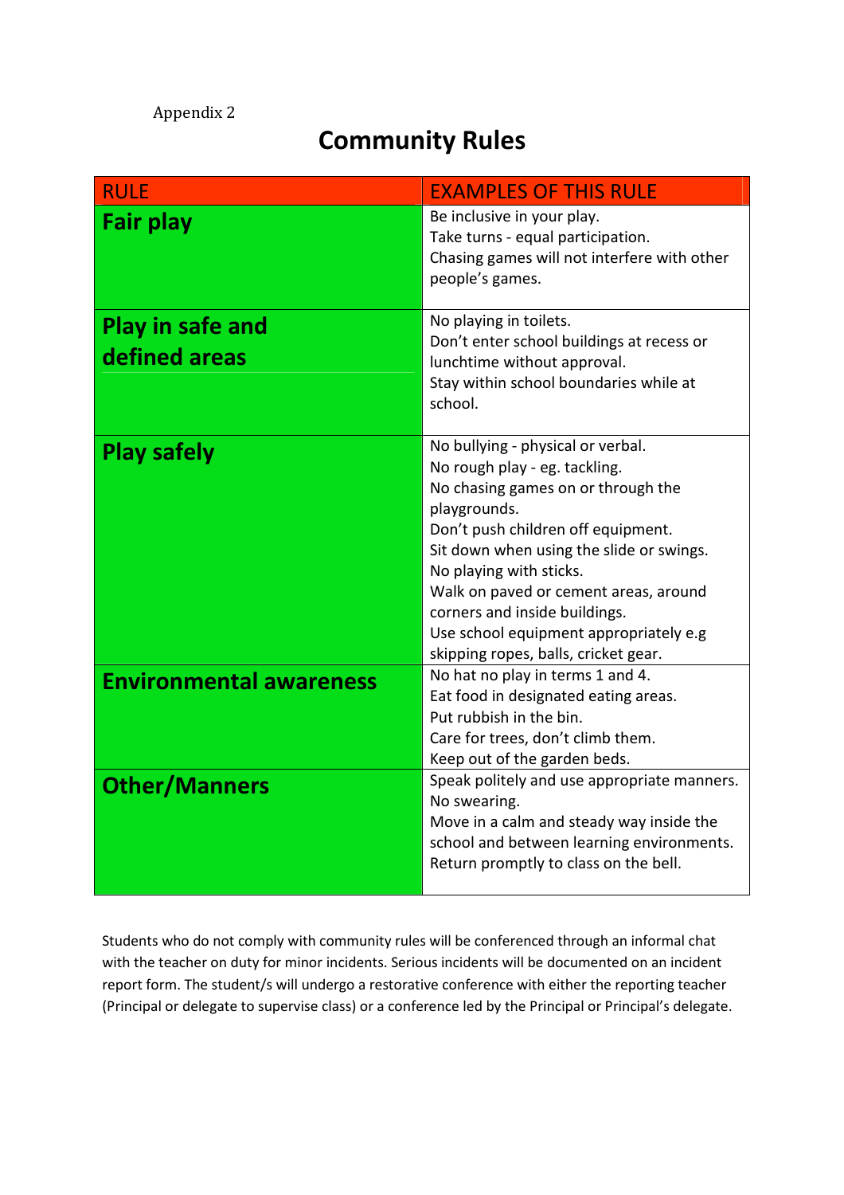Appendix 2

# Community Rules

| RULE | EXAMPLES OF THIS RULE |
| --- | --- |
| **Fair play** | Be inclusive in your play.<br>Take turns - equal participation.<br>Chasing games will not interfere with other people's games. |
| **Play in safe and defined areas** | No playing in toilets.<br>Don't enter school buildings at recess or lunchtime without approval.<br>Stay within school boundaries while at school. |
| **Play safely** | No bullying - physical or verbal.<br>No rough play - eg. tackling.<br>No chasing games on or through the playgrounds.<br>Don't push children off equipment.<br>Sit down when using the slide or swings.<br>No playing with sticks.<br>Walk on paved or cement areas, around corners and inside buildings.<br>Use school equipment appropriately e.g skipping ropes, balls, cricket gear. |
| **Environmental awareness** | No hat no play in terms 1 and 4.<br>Eat food in designated eating areas.<br>Put rubbish in the bin.<br>Care for trees, don't climb them.<br>Keep out of the garden beds. |
| **Other/Manners** | Speak politely and use appropriate manners.<br>No swearing.<br>Move in a calm and steady way inside the school and between learning environments.<br>Return promptly to class on the bell. |

Students who do not comply with community rules will be conferenced through an informal chat with the teacher on duty for minor incidents. Serious incidents will be documented on an incident report form. The student/s will undergo a restorative conference with either the reporting teacher (Principal or delegate to supervise class) or a conference led by the Principal or Principal's delegate.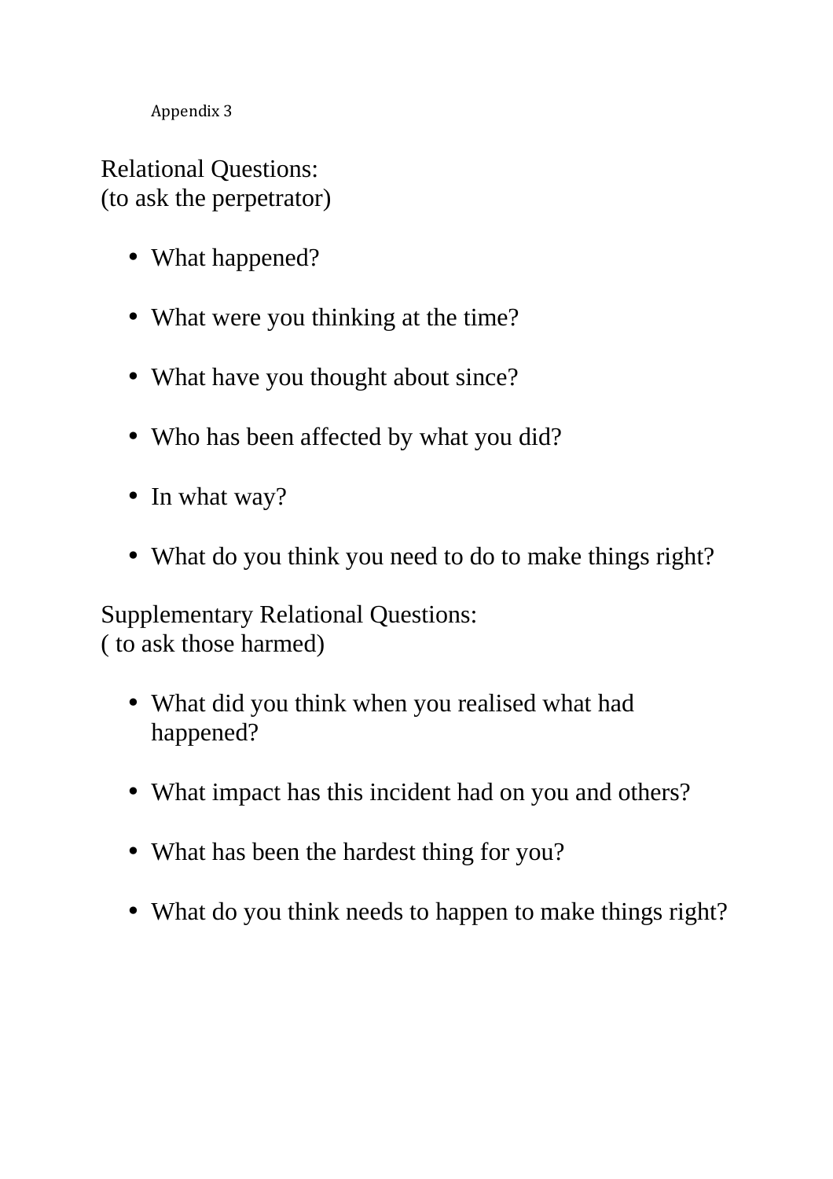Appendix 3

Relational Questions:
(to ask the perpetrator)

- What happened?
- What were you thinking at the time?
- What have you thought about since?
- Who has been affected by what you did?
- In what way?
- What do you think you need to do to make things right?

Supplementary Relational Questions:
( to ask those harmed)

- What did you think when you realised what had happened?
- What impact has this incident had on you and others?
- What has been the hardest thing for you?
- What do you think needs to happen to make things right?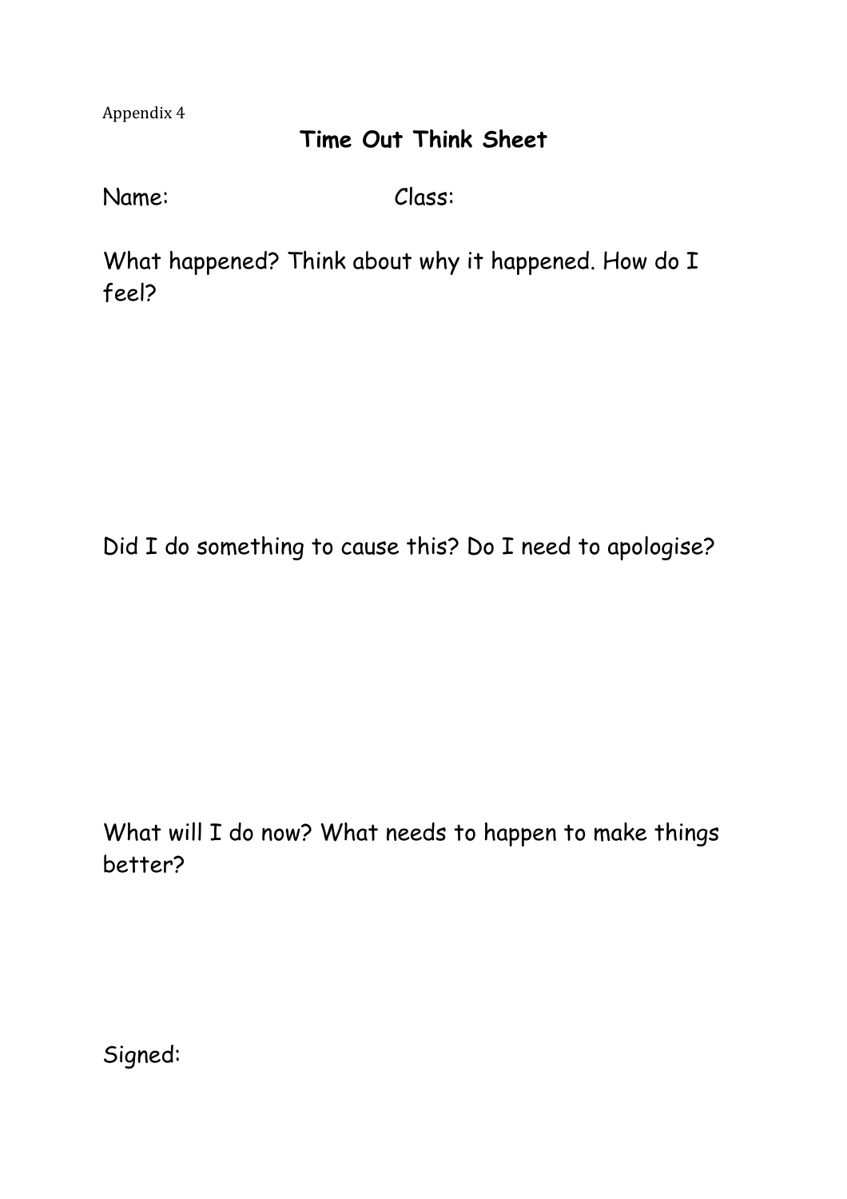Appendix 4

## Time Out Think Sheet

Name: Class:

What happened? Think about why it happened. How do I feel?

Did I do something to cause this? Do I need to apologise?

What will I do now? What needs to happen to make things better?

Signed: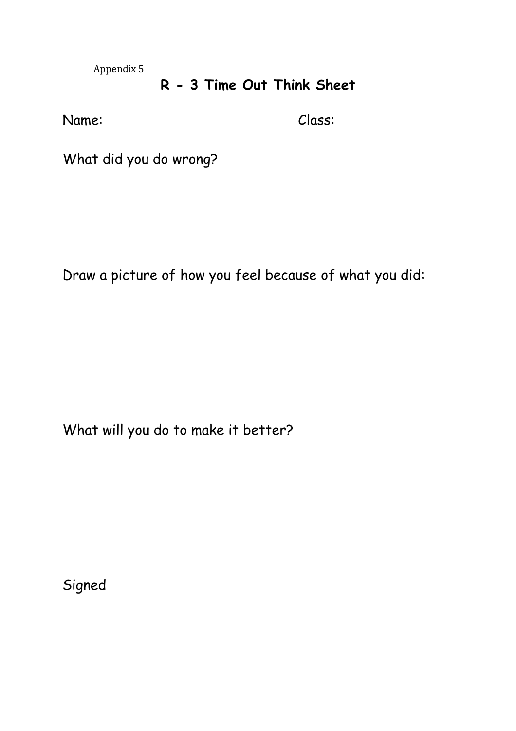Appendix 5

## R - 3 Time Out Think Sheet

Name: Class:

What did you do wrong?

Draw a picture of how you feel because of what you did:

What will you do to make it better?

Signed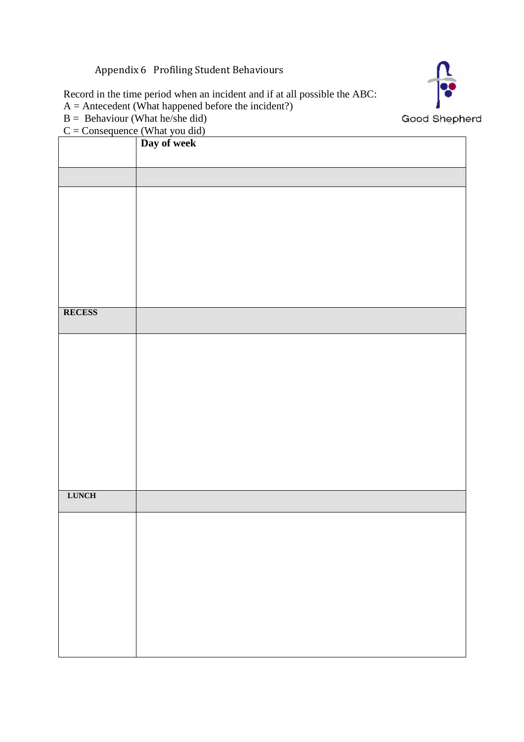## Appendix 6 Profiling Student Behaviours

Good Shepherd

Record in the time period when an incident and if at all possible the ABC:
A = Antecedent (What happened before the incident?)
B = Behaviour (What he/she did)
C = Consequence (What you did)

| | **Day of week** |
|---|---|
| | |
| | |
| **RECESS** | |
| | |
| **LUNCH** | |
| | |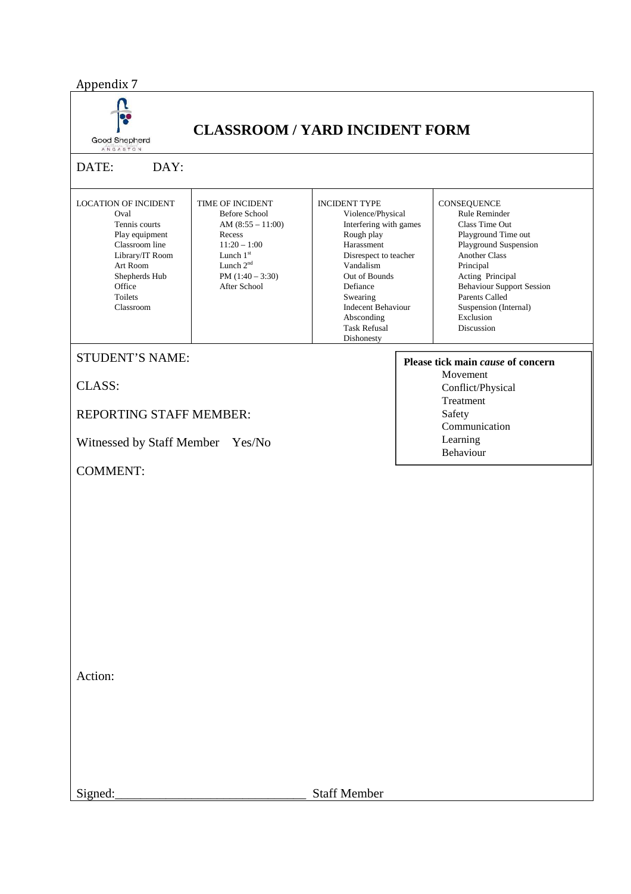Appendix 7

Good Shepherd
ANGASTON

# CLASSROOM / YARD INCIDENT FORM

DATE: DAY:

| LOCATION OF INCIDENT | TIME OF INCIDENT | INCIDENT TYPE | CONSEQUENCE |
|---|---|---|---|
| Oval | Before School | Violence/Physical | Rule Reminder |
| Tennis courts | AM (8:55 – 11:00) | Interfering with games | Class Time Out |
| Play equipment | Recess | Rough play | Playground Time out |
| Classroom line | 11:20 – 1:00 | Harassment | Playground Suspension |
| Library/IT Room | Lunch 1st | Disrespect to teacher | Another Class |
| Art Room | Lunch 2nd | Vandalism | Principal |
| Shepherds Hub | PM (1:40 – 3:30) | Out of Bounds | Acting Principal |
| Office | After School | Defiance | Behaviour Support Session |
| Toilets | | Swearing | Parents Called |
| Classroom | | Indecent Behaviour | Suspension (Internal) |
| | | Absconding | Exclusion |
| | | Task Refusal | Discussion |
| | | Dishonesty | |

STUDENT'S NAME:

CLASS:

REPORTING STAFF MEMBER:

Witnessed by Staff Member Yes/No

**Please tick main *cause* of concern**
- Movement
- Conflict/Physical
- Treatment
- Safety
- Communication
- Learning
- Behaviour

COMMENT:

Action:

Signed:_____________________________ Staff Member